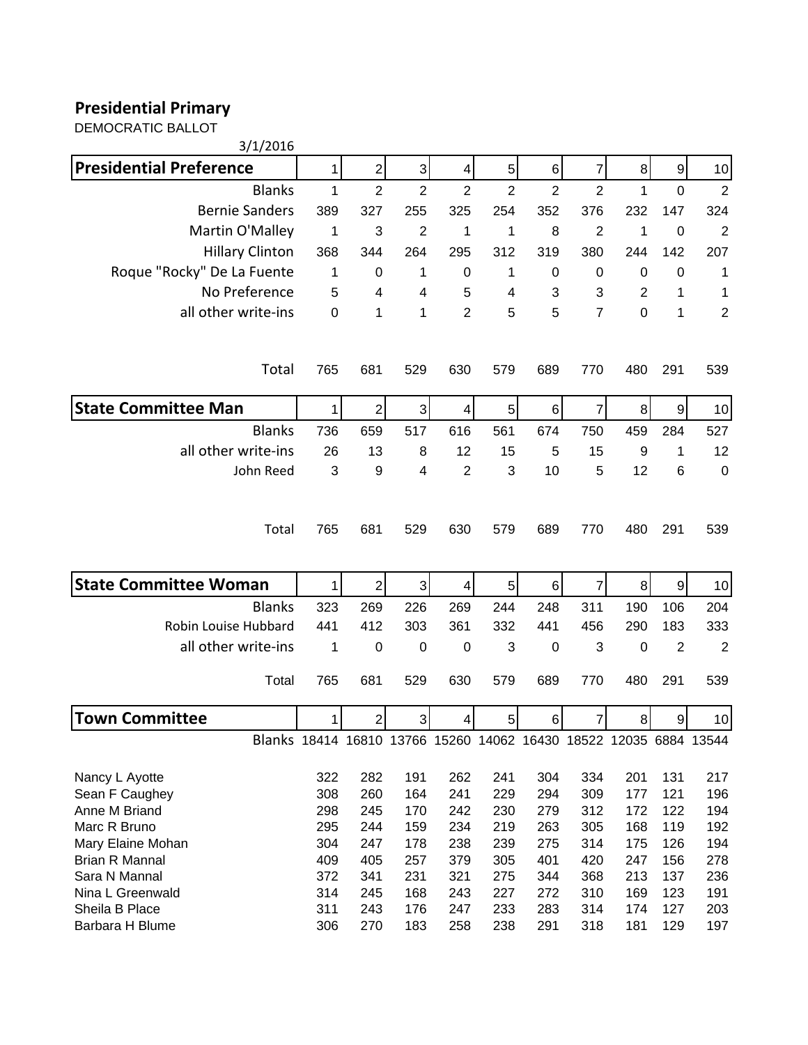## Presidential Primary

DEMOCRATIC BALLOT

3/1/2016

| Presidential Preference | 1 | 2 | 3 | 4 | 5 | 6 | 7 | 8 | 9 | 10 |
|---|---|---|---|---|---|---|---|---|---|---|
| Blanks | 1 | 2 | 2 | 2 | 2 | 2 | 2 | 1 | 0 | 2 |
| Bernie Sanders | 389 | 327 | 255 | 325 | 254 | 352 | 376 | 232 | 147 | 324 |
| Martin O'Malley | 1 | 3 | 2 | 1 | 1 | 8 | 2 | 1 | 0 | 2 |
| Hillary Clinton | 368 | 344 | 264 | 295 | 312 | 319 | 380 | 244 | 142 | 207 |
| Roque "Rocky" De La Fuente | 1 | 0 | 1 | 0 | 1 | 0 | 0 | 0 | 0 | 1 |
| No Preference | 5 | 4 | 4 | 5 | 4 | 3 | 3 | 2 | 1 | 1 |
| all other write-ins | 0 | 1 | 1 | 2 | 5 | 5 | 7 | 0 | 1 | 2 |
| Total | 765 | 681 | 529 | 630 | 579 | 689 | 770 | 480 | 291 | 539 |

| State Committee Man | 1 | 2 | 3 | 4 | 5 | 6 | 7 | 8 | 9 | 10 |
|---|---|---|---|---|---|---|---|---|---|---|
| Blanks | 736 | 659 | 517 | 616 | 561 | 674 | 750 | 459 | 284 | 527 |
| all other write-ins | 26 | 13 | 8 | 12 | 15 | 5 | 15 | 9 | 1 | 12 |
| John Reed | 3 | 9 | 4 | 2 | 3 | 10 | 5 | 12 | 6 | 0 |
| Total | 765 | 681 | 529 | 630 | 579 | 689 | 770 | 480 | 291 | 539 |

| State Committee Woman | 1 | 2 | 3 | 4 | 5 | 6 | 7 | 8 | 9 | 10 |
|---|---|---|---|---|---|---|---|---|---|---|
| Blanks | 323 | 269 | 226 | 269 | 244 | 248 | 311 | 190 | 106 | 204 |
| Robin Louise Hubbard | 441 | 412 | 303 | 361 | 332 | 441 | 456 | 290 | 183 | 333 |
| all other write-ins | 1 | 0 | 0 | 0 | 3 | 0 | 3 | 0 | 2 | 2 |
| Total | 765 | 681 | 529 | 630 | 579 | 689 | 770 | 480 | 291 | 539 |

| Town Committee | 1 | 2 | 3 | 4 | 5 | 6 | 7 | 8 | 9 | 10 |
|---|---|---|---|---|---|---|---|---|---|---|
| Blanks | 18414 | 16810 | 13766 | 15260 | 14062 | 16430 | 18522 | 12035 | 6884 | 13544 |
| Nancy L Ayotte | 322 | 282 | 191 | 262 | 241 | 304 | 334 | 201 | 131 | 217 |
| Sean F Caughey | 308 | 260 | 164 | 241 | 229 | 294 | 309 | 177 | 121 | 196 |
| Anne M Briand | 298 | 245 | 170 | 242 | 230 | 279 | 312 | 172 | 122 | 194 |
| Marc R Bruno | 295 | 244 | 159 | 234 | 219 | 263 | 305 | 168 | 119 | 192 |
| Mary Elaine Mohan | 304 | 247 | 178 | 238 | 239 | 275 | 314 | 175 | 126 | 194 |
| Brian R Mannal | 409 | 405 | 257 | 379 | 305 | 401 | 420 | 247 | 156 | 278 |
| Sara N Mannal | 372 | 341 | 231 | 321 | 275 | 344 | 368 | 213 | 137 | 236 |
| Nina L Greenwald | 314 | 245 | 168 | 243 | 227 | 272 | 310 | 169 | 123 | 191 |
| Sheila B Place | 311 | 243 | 176 | 247 | 233 | 283 | 314 | 174 | 127 | 203 |
| Barbara H Blume | 306 | 270 | 183 | 258 | 238 | 291 | 318 | 181 | 129 | 197 |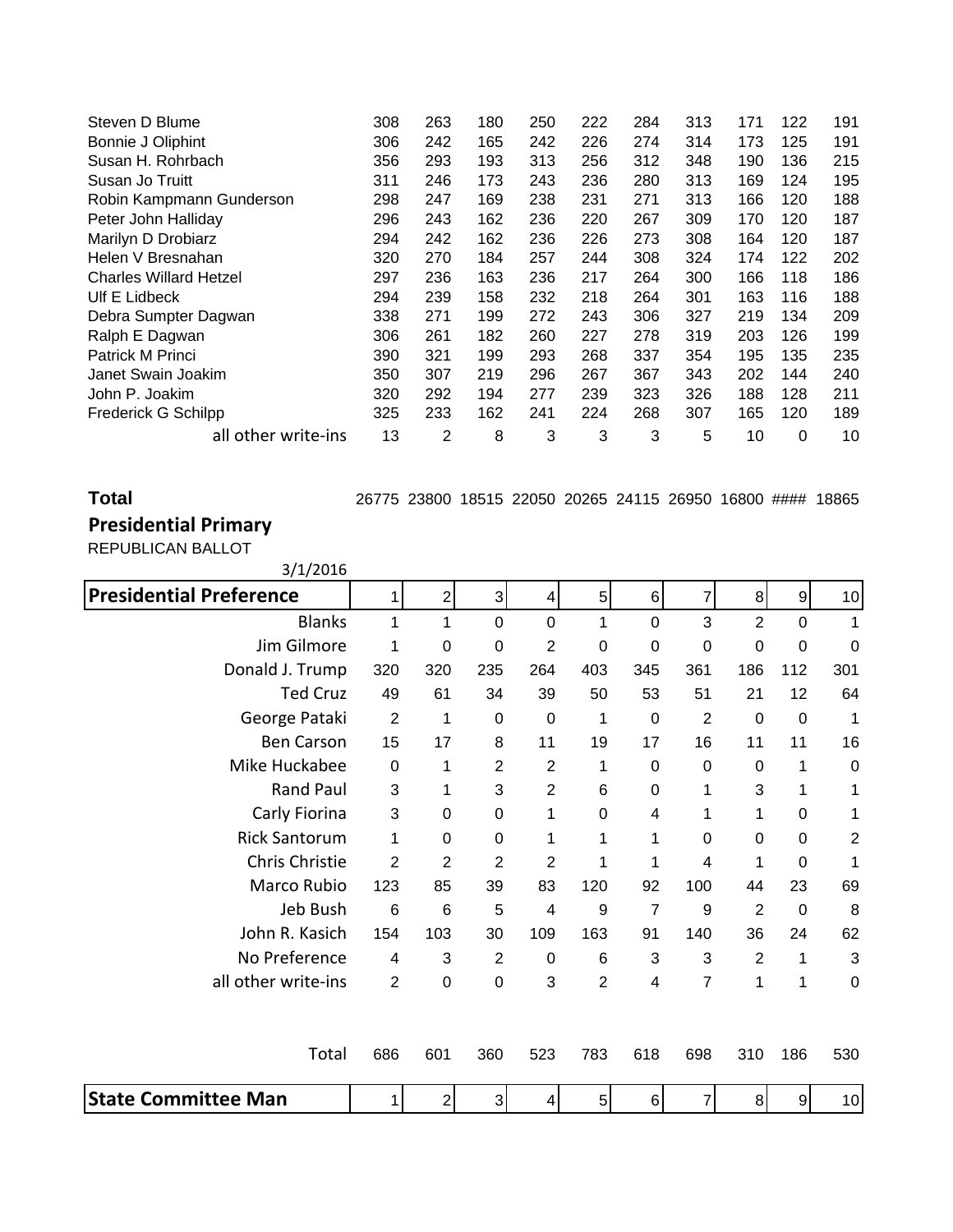| | 1 | 2 | 3 | 4 | 5 | 6 | 7 | 8 | 9 | 10 |
|---|---|---|---|---|---|---|---|---|---|---|
| Steven D Blume | 308 | 263 | 180 | 250 | 222 | 284 | 313 | 171 | 122 | 191 |
| Bonnie J Oliphint | 306 | 242 | 165 | 242 | 226 | 274 | 314 | 173 | 125 | 191 |
| Susan H. Rohrbach | 356 | 293 | 193 | 313 | 256 | 312 | 348 | 190 | 136 | 215 |
| Susan Jo Truitt | 311 | 246 | 173 | 243 | 236 | 280 | 313 | 169 | 124 | 195 |
| Robin Kampmann Gunderson | 298 | 247 | 169 | 238 | 231 | 271 | 313 | 166 | 120 | 188 |
| Peter John Halliday | 296 | 243 | 162 | 236 | 220 | 267 | 309 | 170 | 120 | 187 |
| Marilyn D Drobiarz | 294 | 242 | 162 | 236 | 226 | 273 | 308 | 164 | 120 | 187 |
| Helen V Bresnahan | 320 | 270 | 184 | 257 | 244 | 308 | 324 | 174 | 122 | 202 |
| Charles Willard Hetzel | 297 | 236 | 163 | 236 | 217 | 264 | 300 | 166 | 118 | 186 |
| Ulf E Lidbeck | 294 | 239 | 158 | 232 | 218 | 264 | 301 | 163 | 116 | 188 |
| Debra Sumpter Dagwan | 338 | 271 | 199 | 272 | 243 | 306 | 327 | 219 | 134 | 209 |
| Ralph E Dagwan | 306 | 261 | 182 | 260 | 227 | 278 | 319 | 203 | 126 | 199 |
| Patrick M Princi | 390 | 321 | 199 | 293 | 268 | 337 | 354 | 195 | 135 | 235 |
| Janet Swain Joakim | 350 | 307 | 219 | 296 | 267 | 367 | 343 | 202 | 144 | 240 |
| John P. Joakim | 320 | 292 | 194 | 277 | 239 | 323 | 326 | 188 | 128 | 211 |
| Frederick G Schilpp | 325 | 233 | 162 | 241 | 224 | 268 | 307 | 165 | 120 | 189 |
| all other write-ins | 13 | 2 | 8 | 3 | 3 | 3 | 5 | 10 | 0 | 10 |
| **Total** | 26775 | 23800 | 18515 | 22050 | 20265 | 24115 | 26950 | 16800 | #### | 18865 |

## Presidential Primary

REPUBLICAN BALLOT

3/1/2016

| Presidential Preference | 1 | 2 | 3 | 4 | 5 | 6 | 7 | 8 | 9 | 10 |
|---|---|---|---|---|---|---|---|---|---|---|
| Blanks | 1 | 1 | 0 | 0 | 1 | 0 | 3 | 2 | 0 | 1 |
| Jim Gilmore | 1 | 0 | 0 | 2 | 0 | 0 | 0 | 0 | 0 | 0 |
| Donald J. Trump | 320 | 320 | 235 | 264 | 403 | 345 | 361 | 186 | 112 | 301 |
| Ted Cruz | 49 | 61 | 34 | 39 | 50 | 53 | 51 | 21 | 12 | 64 |
| George Pataki | 2 | 1 | 0 | 0 | 1 | 0 | 2 | 0 | 0 | 1 |
| Ben Carson | 15 | 17 | 8 | 11 | 19 | 17 | 16 | 11 | 11 | 16 |
| Mike Huckabee | 0 | 1 | 2 | 2 | 1 | 0 | 0 | 0 | 1 | 0 |
| Rand Paul | 3 | 1 | 3 | 2 | 6 | 0 | 1 | 3 | 1 | 1 |
| Carly Fiorina | 3 | 0 | 0 | 1 | 0 | 4 | 1 | 1 | 0 | 1 |
| Rick Santorum | 1 | 0 | 0 | 1 | 1 | 1 | 0 | 0 | 0 | 2 |
| Chris Christie | 2 | 2 | 2 | 2 | 1 | 1 | 4 | 1 | 0 | 1 |
| Marco Rubio | 123 | 85 | 39 | 83 | 120 | 92 | 100 | 44 | 23 | 69 |
| Jeb Bush | 6 | 6 | 5 | 4 | 9 | 7 | 9 | 2 | 0 | 8 |
| John R. Kasich | 154 | 103 | 30 | 109 | 163 | 91 | 140 | 36 | 24 | 62 |
| No Preference | 4 | 3 | 2 | 0 | 6 | 3 | 3 | 2 | 1 | 3 |
| all other write-ins | 2 | 0 | 0 | 3 | 2 | 4 | 7 | 1 | 1 | 0 |
| Total | 686 | 601 | 360 | 523 | 783 | 618 | 698 | 310 | 186 | 530 |

| State Committee Man | 1 | 2 | 3 | 4 | 5 | 6 | 7 | 8 | 9 | 10 |
|---|---|---|---|---|---|---|---|---|---|---|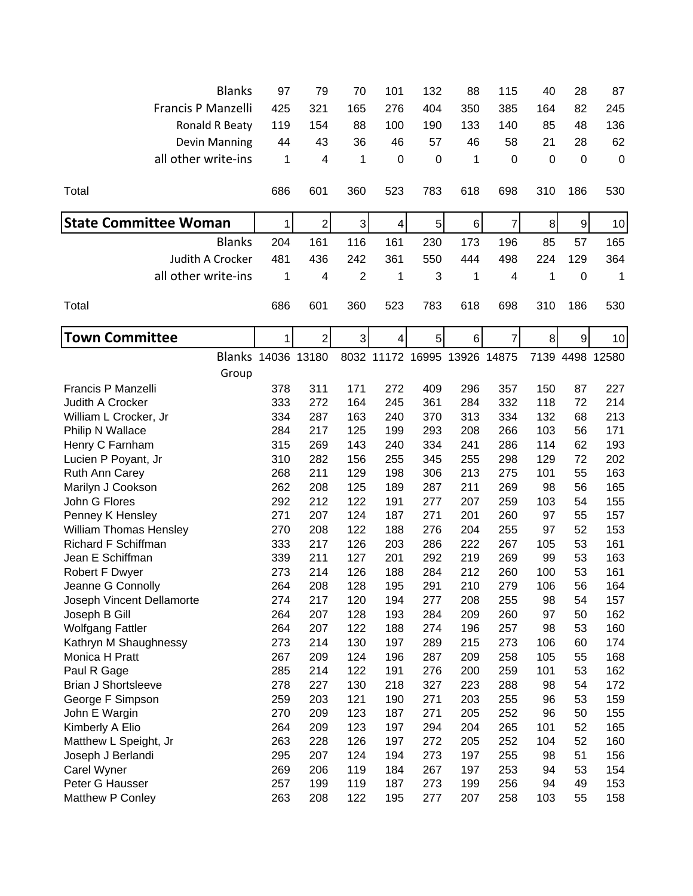| | | | | | | | | | | |
|---|---|---|---|---|---|---|---|---|---|---|
| Blanks | 97 | 79 | 70 | 101 | 132 | 88 | 115 | 40 | 28 | 87 |
| Francis P Manzelli | 425 | 321 | 165 | 276 | 404 | 350 | 385 | 164 | 82 | 245 |
| Ronald R Beaty | 119 | 154 | 88 | 100 | 190 | 133 | 140 | 85 | 48 | 136 |
| Devin Manning | 44 | 43 | 36 | 46 | 57 | 46 | 58 | 21 | 28 | 62 |
| all other write-ins | 1 | 4 | 1 | 0 | 0 | 1 | 0 | 0 | 0 | 0 |
| Total | 686 | 601 | 360 | 523 | 783 | 618 | 698 | 310 | 186 | 530 |

| **State Committee Woman** | 1 | 2 | 3 | 4 | 5 | 6 | 7 | 8 | 9 | 10 |
|---|---|---|---|---|---|---|---|---|---|---|
| Blanks | 204 | 161 | 116 | 161 | 230 | 173 | 196 | 85 | 57 | 165 |
| Judith A Crocker | 481 | 436 | 242 | 361 | 550 | 444 | 498 | 224 | 129 | 364 |
| all other write-ins | 1 | 4 | 2 | 1 | 3 | 1 | 4 | 1 | 0 | 1 |
| Total | 686 | 601 | 360 | 523 | 783 | 618 | 698 | 310 | 186 | 530 |

| **Town Committee** | 1 | 2 | 3 | 4 | 5 | 6 | 7 | 8 | 9 | 10 |
|---|---|---|---|---|---|---|---|---|---|---|
| Blanks | 14036 | 13180 | 8032 | 11172 | 16995 | 13926 | 14875 | 7139 | 4498 | 12580 |
| Group | | | | | | | | | | |
| Francis P Manzelli | 378 | 311 | 171 | 272 | 409 | 296 | 357 | 150 | 87 | 227 |
| Judith A Crocker | 333 | 272 | 164 | 245 | 361 | 284 | 332 | 118 | 72 | 214 |
| William L Crocker, Jr | 334 | 287 | 163 | 240 | 370 | 313 | 334 | 132 | 68 | 213 |
| Philip N Wallace | 284 | 217 | 125 | 199 | 293 | 208 | 266 | 103 | 56 | 171 |
| Henry C Farnham | 315 | 269 | 143 | 240 | 334 | 241 | 286 | 114 | 62 | 193 |
| Lucien P Poyant, Jr | 310 | 282 | 156 | 255 | 345 | 255 | 298 | 129 | 72 | 202 |
| Ruth Ann Carey | 268 | 211 | 129 | 198 | 306 | 213 | 275 | 101 | 55 | 163 |
| Marilyn J Cookson | 262 | 208 | 125 | 189 | 287 | 211 | 269 | 98 | 56 | 165 |
| John G Flores | 292 | 212 | 122 | 191 | 277 | 207 | 259 | 103 | 54 | 155 |
| Penney K Hensley | 271 | 207 | 124 | 187 | 271 | 201 | 260 | 97 | 55 | 157 |
| William Thomas Hensley | 270 | 208 | 122 | 188 | 276 | 204 | 255 | 97 | 52 | 153 |
| Richard F Schiffman | 333 | 217 | 126 | 203 | 286 | 222 | 267 | 105 | 53 | 161 |
| Jean E Schiffman | 339 | 211 | 127 | 201 | 292 | 219 | 269 | 99 | 53 | 163 |
| Robert F Dwyer | 273 | 214 | 126 | 188 | 284 | 212 | 260 | 100 | 53 | 161 |
| Jeanne G Connolly | 264 | 208 | 128 | 195 | 291 | 210 | 279 | 106 | 56 | 164 |
| Joseph Vincent Dellamorte | 274 | 217 | 120 | 194 | 277 | 208 | 255 | 98 | 54 | 157 |
| Joseph B Gill | 264 | 207 | 128 | 193 | 284 | 209 | 260 | 97 | 50 | 162 |
| Wolfgang Fattler | 264 | 207 | 122 | 188 | 274 | 196 | 257 | 98 | 53 | 160 |
| Kathryn M Shaughnessy | 273 | 214 | 130 | 197 | 289 | 215 | 273 | 106 | 60 | 174 |
| Monica H Pratt | 267 | 209 | 124 | 196 | 287 | 209 | 258 | 105 | 55 | 168 |
| Paul R Gage | 285 | 214 | 122 | 191 | 276 | 200 | 259 | 101 | 53 | 162 |
| Brian J Shortsleeve | 278 | 227 | 130 | 218 | 327 | 223 | 288 | 98 | 54 | 172 |
| George F Simpson | 259 | 203 | 121 | 190 | 271 | 203 | 255 | 96 | 53 | 159 |
| John E Wargin | 270 | 209 | 123 | 187 | 271 | 205 | 252 | 96 | 50 | 155 |
| Kimberly A Elio | 264 | 209 | 123 | 197 | 294 | 204 | 265 | 101 | 52 | 165 |
| Matthew L Speight, Jr | 263 | 228 | 126 | 197 | 272 | 205 | 252 | 104 | 52 | 160 |
| Joseph J Berlandi | 295 | 207 | 124 | 194 | 273 | 197 | 255 | 98 | 51 | 156 |
| Carel Wyner | 269 | 206 | 119 | 184 | 267 | 197 | 253 | 94 | 53 | 154 |
| Peter G Hausser | 257 | 199 | 119 | 187 | 273 | 199 | 256 | 94 | 49 | 153 |
| Matthew P Conley | 263 | 208 | 122 | 195 | 277 | 207 | 258 | 103 | 55 | 158 |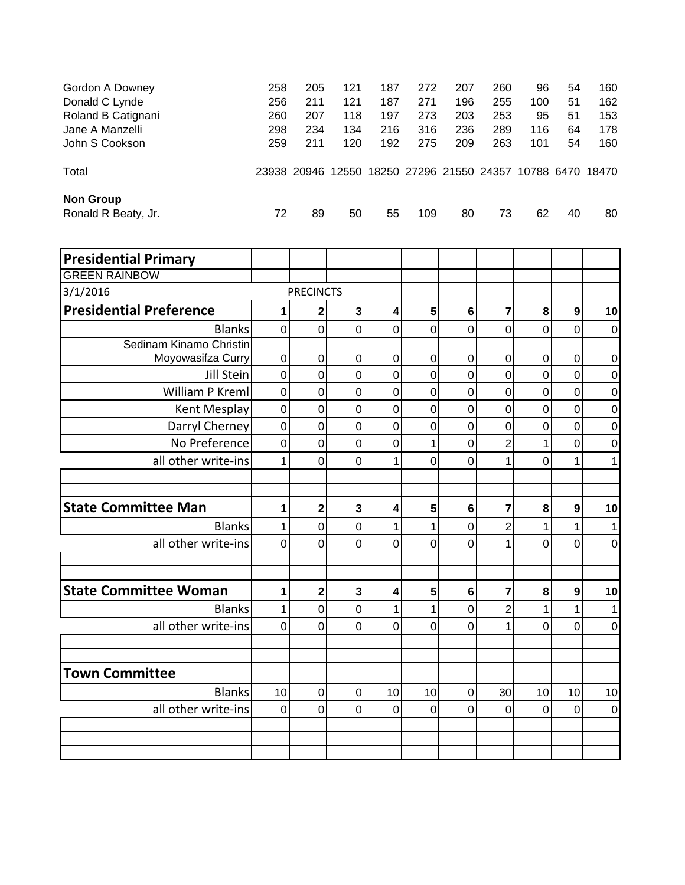| | 1 | 2 | 3 | 4 | 5 | 6 | 7 | 8 | 9 | 10 |
|---|---|---|---|---|---|---|---|---|---|---|
| Gordon A Downey | 258 | 205 | 121 | 187 | 272 | 207 | 260 | 96 | 54 | 160 |
| Donald C Lynde | 256 | 211 | 121 | 187 | 271 | 196 | 255 | 100 | 51 | 162 |
| Roland B Catignani | 260 | 207 | 118 | 197 | 273 | 203 | 253 | 95 | 51 | 153 |
| Jane A Manzelli | 298 | 234 | 134 | 216 | 316 | 236 | 289 | 116 | 64 | 178 |
| John S Cookson | 259 | 211 | 120 | 192 | 275 | 209 | 263 | 101 | 54 | 160 |
| Total | 23938 | 20946 | 12550 | 18250 | 27296 | 21550 | 24357 | 10788 | 6470 | 18470 |
| **Non Group** | | | | | | | | | | |
| Ronald R Beaty, Jr. | 72 | 89 | 50 | 55 | 109 | 80 | 73 | 62 | 40 | 80 |

**Presidential Primary**

GREEN RAINBOW

3/1/2016 — PRECINCTS

| **Presidential Preference** | **1** | **2** | **3** | **4** | **5** | **6** | **7** | **8** | **9** | **10** |
|---|---|---|---|---|---|---|---|---|---|---|
| Blanks | 0 | 0 | 0 | 0 | 0 | 0 | 0 | 0 | 0 | 0 |
| Sedinam Kinamo Christin Moyowasifza Curry | 0 | 0 | 0 | 0 | 0 | 0 | 0 | 0 | 0 | 0 |
| Jill Stein | 0 | 0 | 0 | 0 | 0 | 0 | 0 | 0 | 0 | 0 |
| William P Kreml | 0 | 0 | 0 | 0 | 0 | 0 | 0 | 0 | 0 | 0 |
| Kent Mesplay | 0 | 0 | 0 | 0 | 0 | 0 | 0 | 0 | 0 | 0 |
| Darryl Cherney | 0 | 0 | 0 | 0 | 0 | 0 | 0 | 0 | 0 | 0 |
| No Preference | 0 | 0 | 0 | 0 | 1 | 0 | 2 | 1 | 0 | 0 |
| all other write-ins | 1 | 0 | 0 | 1 | 0 | 0 | 1 | 0 | 1 | 1 |

| **State Committee Man** | **1** | **2** | **3** | **4** | **5** | **6** | **7** | **8** | **9** | **10** |
|---|---|---|---|---|---|---|---|---|---|---|
| Blanks | 1 | 0 | 0 | 1 | 1 | 0 | 2 | 1 | 1 | 1 |
| all other write-ins | 0 | 0 | 0 | 0 | 0 | 0 | 1 | 0 | 0 | 0 |

| **State Committee Woman** | **1** | **2** | **3** | **4** | **5** | **6** | **7** | **8** | **9** | **10** |
|---|---|---|---|---|---|---|---|---|---|---|
| Blanks | 1 | 0 | 0 | 1 | 1 | 0 | 2 | 1 | 1 | 1 |
| all other write-ins | 0 | 0 | 0 | 0 | 0 | 0 | 1 | 0 | 0 | 0 |

| **Town Committee** | | | | | | | | | | |
|---|---|---|---|---|---|---|---|---|---|---|
| Blanks | 10 | 0 | 0 | 10 | 10 | 0 | 30 | 10 | 10 | 10 |
| all other write-ins | 0 | 0 | 0 | 0 | 0 | 0 | 0 | 0 | 0 | 0 |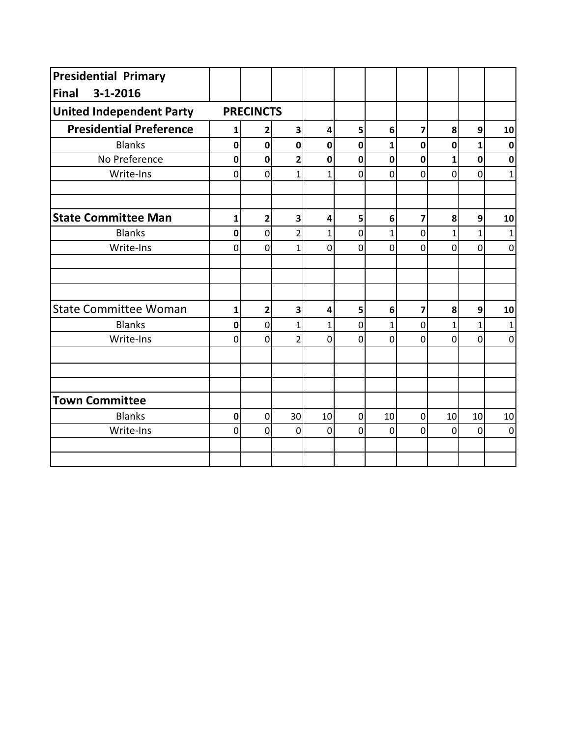| **Presidential Primary Final 3-1-2016** | | | | | | | | | | |
|---|---|---|---|---|---|---|---|---|---|---|
| **United Independent Party** | **PRECINCTS** | | | | | | | | | |
| **Presidential Preference** | **1** | **2** | **3** | **4** | **5** | **6** | **7** | **8** | **9** | **10** |
| Blanks | **0** | **0** | **0** | **0** | **0** | **1** | **0** | **0** | **1** | **0** |
| No Preference | **0** | **0** | **2** | **0** | **0** | **0** | **0** | **1** | **0** | **0** |
| Write-Ins | 0 | 0 | 1 | 1 | 0 | 0 | 0 | 0 | 0 | 1 |
| | | | | | | | | | | |
| | | | | | | | | | | |
| **State Committee Man** | **1** | **2** | **3** | **4** | **5** | **6** | **7** | **8** | **9** | **10** |
| Blanks | **0** | 0 | 2 | 1 | 0 | 1 | 0 | 1 | 1 | 1 |
| Write-Ins | 0 | 0 | 1 | 0 | 0 | 0 | 0 | 0 | 0 | 0 |
| | | | | | | | | | | |
| | | | | | | | | | | |
| | | | | | | | | | | |
| State Committee Woman | **1** | **2** | **3** | **4** | **5** | **6** | **7** | **8** | **9** | **10** |
| Blanks | **0** | 0 | 1 | 1 | 0 | 1 | 0 | 1 | 1 | 1 |
| Write-Ins | 0 | 0 | 2 | 0 | 0 | 0 | 0 | 0 | 0 | 0 |
| | | | | | | | | | | |
| | | | | | | | | | | |
| | | | | | | | | | | |
| **Town Committee** | | | | | | | | | | |
| Blanks | **0** | 0 | 30 | 10 | 0 | 10 | 0 | 10 | 10 | 10 |
| Write-Ins | 0 | 0 | 0 | 0 | 0 | 0 | 0 | 0 | 0 | 0 |
| | | | | | | | | | | |
| | | | | | | | | | | |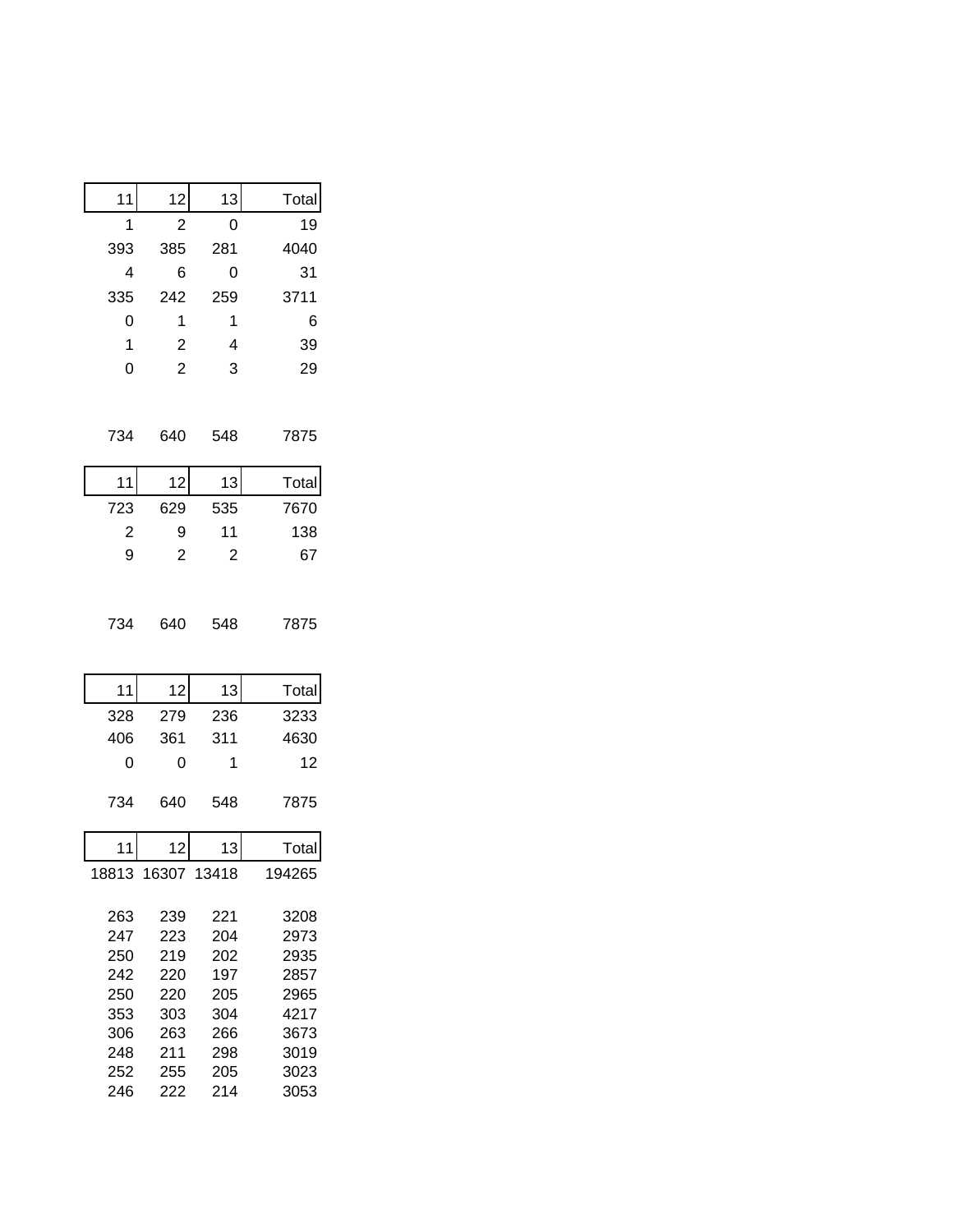| 11 | 12 | 13 | Total |
|---|---|---|---|
| 1 | 2 | 0 | 19 |
| 393 | 385 | 281 | 4040 |
| 4 | 6 | 0 | 31 |
| 335 | 242 | 259 | 3711 |
| 0 | 1 | 1 | 6 |
| 1 | 2 | 4 | 39 |
| 0 | 2 | 3 | 29 |
| | | | |
| 734 | 640 | 548 | 7875 |

| 11 | 12 | 13 | Total |
|---|---|---|---|
| 723 | 629 | 535 | 7670 |
| 2 | 9 | 11 | 138 |
| 9 | 2 | 2 | 67 |
| | | | |
| 734 | 640 | 548 | 7875 |

| 11 | 12 | 13 | Total |
|---|---|---|---|
| 328 | 279 | 236 | 3233 |
| 406 | 361 | 311 | 4630 |
| 0 | 0 | 1 | 12 |
| | | | |
| 734 | 640 | 548 | 7875 |

| 11 | 12 | 13 | Total |
|---|---|---|---|
| 18813 | 16307 | 13418 | 194265 |
| | | | |
| 263 | 239 | 221 | 3208 |
| 247 | 223 | 204 | 2973 |
| 250 | 219 | 202 | 2935 |
| 242 | 220 | 197 | 2857 |
| 250 | 220 | 205 | 2965 |
| 353 | 303 | 304 | 4217 |
| 306 | 263 | 266 | 3673 |
| 248 | 211 | 298 | 3019 |
| 252 | 255 | 205 | 3023 |
| 246 | 222 | 214 | 3053 |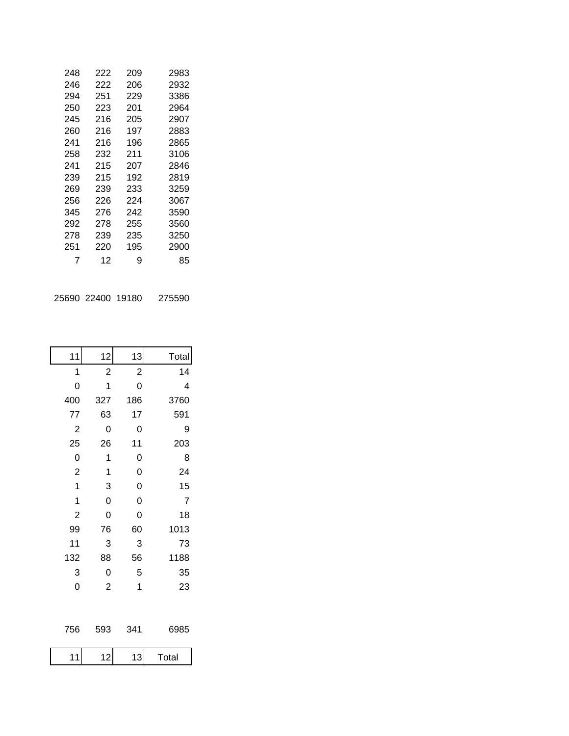| | | | |
|---|---|---|---|
| 248 | 222 | 209 | 2983 |
| 246 | 222 | 206 | 2932 |
| 294 | 251 | 229 | 3386 |
| 250 | 223 | 201 | 2964 |
| 245 | 216 | 205 | 2907 |
| 260 | 216 | 197 | 2883 |
| 241 | 216 | 196 | 2865 |
| 258 | 232 | 211 | 3106 |
| 241 | 215 | 207 | 2846 |
| 239 | 215 | 192 | 2819 |
| 269 | 239 | 233 | 3259 |
| 256 | 226 | 224 | 3067 |
| 345 | 276 | 242 | 3590 |
| 292 | 278 | 255 | 3560 |
| 278 | 239 | 235 | 3250 |
| 251 | 220 | 195 | 2900 |
| 7 | 12 | 9 | 85 |
| | | | |
| 25690 | 22400 | 19180 | 275590 |

| 11 | 12 | 13 | Total |
|---|---|---|---|
| 1 | 2 | 2 | 14 |
| 0 | 1 | 0 | 4 |
| 400 | 327 | 186 | 3760 |
| 77 | 63 | 17 | 591 |
| 2 | 0 | 0 | 9 |
| 25 | 26 | 11 | 203 |
| 0 | 1 | 0 | 8 |
| 2 | 1 | 0 | 24 |
| 1 | 3 | 0 | 15 |
| 1 | 0 | 0 | 7 |
| 2 | 0 | 0 | 18 |
| 99 | 76 | 60 | 1013 |
| 11 | 3 | 3 | 73 |
| 132 | 88 | 56 | 1188 |
| 3 | 0 | 5 | 35 |
| 0 | 2 | 1 | 23 |
| | | | |
| 756 | 593 | 341 | 6985 |

| 11 | 12 | 13 | Total |
|---|---|---|---|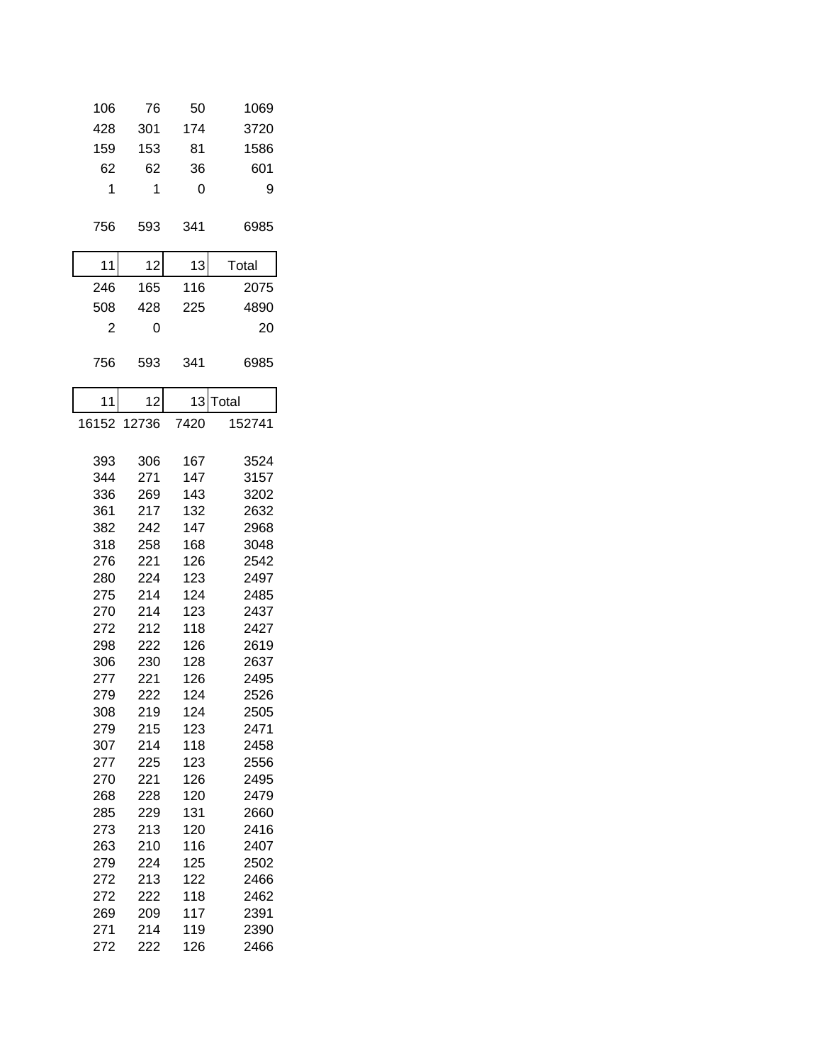| | | | |
|---|---|---|---|
| 106 | 76 | 50 | 1069 |
| 428 | 301 | 174 | 3720 |
| 159 | 153 | 81 | 1586 |
| 62 | 62 | 36 | 601 |
| 1 | 1 | 0 | 9 |
| | | | |
| 756 | 593 | 341 | 6985 |

| 11 | 12 | 13 | Total |
|---|---|---|---|
| 246 | 165 | 116 | 2075 |
| 508 | 428 | 225 | 4890 |
| 2 | 0 | | 20 |
| | | | |
| 756 | 593 | 341 | 6985 |

| 11 | 12 | 13 | Total |
|---|---|---|---|
| 16152 | 12736 | 7420 | 152741 |
| | | | |
| 393 | 306 | 167 | 3524 |
| 344 | 271 | 147 | 3157 |
| 336 | 269 | 143 | 3202 |
| 361 | 217 | 132 | 2632 |
| 382 | 242 | 147 | 2968 |
| 318 | 258 | 168 | 3048 |
| 276 | 221 | 126 | 2542 |
| 280 | 224 | 123 | 2497 |
| 275 | 214 | 124 | 2485 |
| 270 | 214 | 123 | 2437 |
| 272 | 212 | 118 | 2427 |
| 298 | 222 | 126 | 2619 |
| 306 | 230 | 128 | 2637 |
| 277 | 221 | 126 | 2495 |
| 279 | 222 | 124 | 2526 |
| 308 | 219 | 124 | 2505 |
| 279 | 215 | 123 | 2471 |
| 307 | 214 | 118 | 2458 |
| 277 | 225 | 123 | 2556 |
| 270 | 221 | 126 | 2495 |
| 268 | 228 | 120 | 2479 |
| 285 | 229 | 131 | 2660 |
| 273 | 213 | 120 | 2416 |
| 263 | 210 | 116 | 2407 |
| 279 | 224 | 125 | 2502 |
| 272 | 213 | 122 | 2466 |
| 272 | 222 | 118 | 2462 |
| 269 | 209 | 117 | 2391 |
| 271 | 214 | 119 | 2390 |
| 272 | 222 | 126 | 2466 |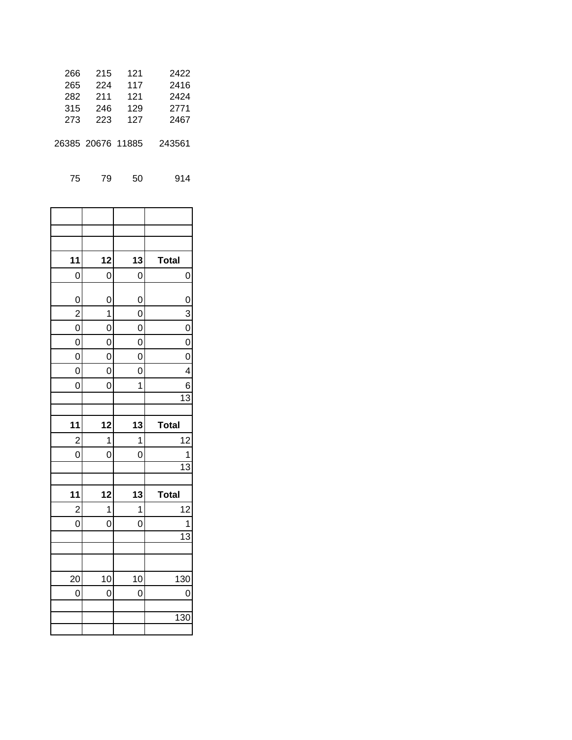| | | | |
|---|---|---|---|
| 266 | 215 | 121 | 2422 |
| 265 | 224 | 117 | 2416 |
| 282 | 211 | 121 | 2424 |
| 315 | 246 | 129 | 2771 |
| 273 | 223 | 127 | 2467 |
| | | | |
| 26385 | 20676 | 11885 | 243561 |
| | | | |
| 75 | 79 | 50 | 914 |

| **11** | **12** | **13** | **Total** |
|---|---|---|---|
| 0 | 0 | 0 | 0 |
| 0 | 0 | 0 | 0 |
| 2 | 1 | 0 | 3 |
| 0 | 0 | 0 | 0 |
| 0 | 0 | 0 | 0 |
| 0 | 0 | 0 | 0 |
| 0 | 0 | 0 | 4 |
| 0 | 0 | 1 | 6 |
| | | | 13 |

| **11** | **12** | **13** | **Total** |
|---|---|---|---|
| 2 | 1 | 1 | 12 |
| 0 | 0 | 0 | 1 |
| | | | 13 |

| **11** | **12** | **13** | **Total** |
|---|---|---|---|
| 2 | 1 | 1 | 12 |
| 0 | 0 | 0 | 1 |
| | | | 13 |

| | | | |
|---|---|---|---|
| 20 | 10 | 10 | 130 |
| 0 | 0 | 0 | 0 |
| | | | |
| | | | 130 |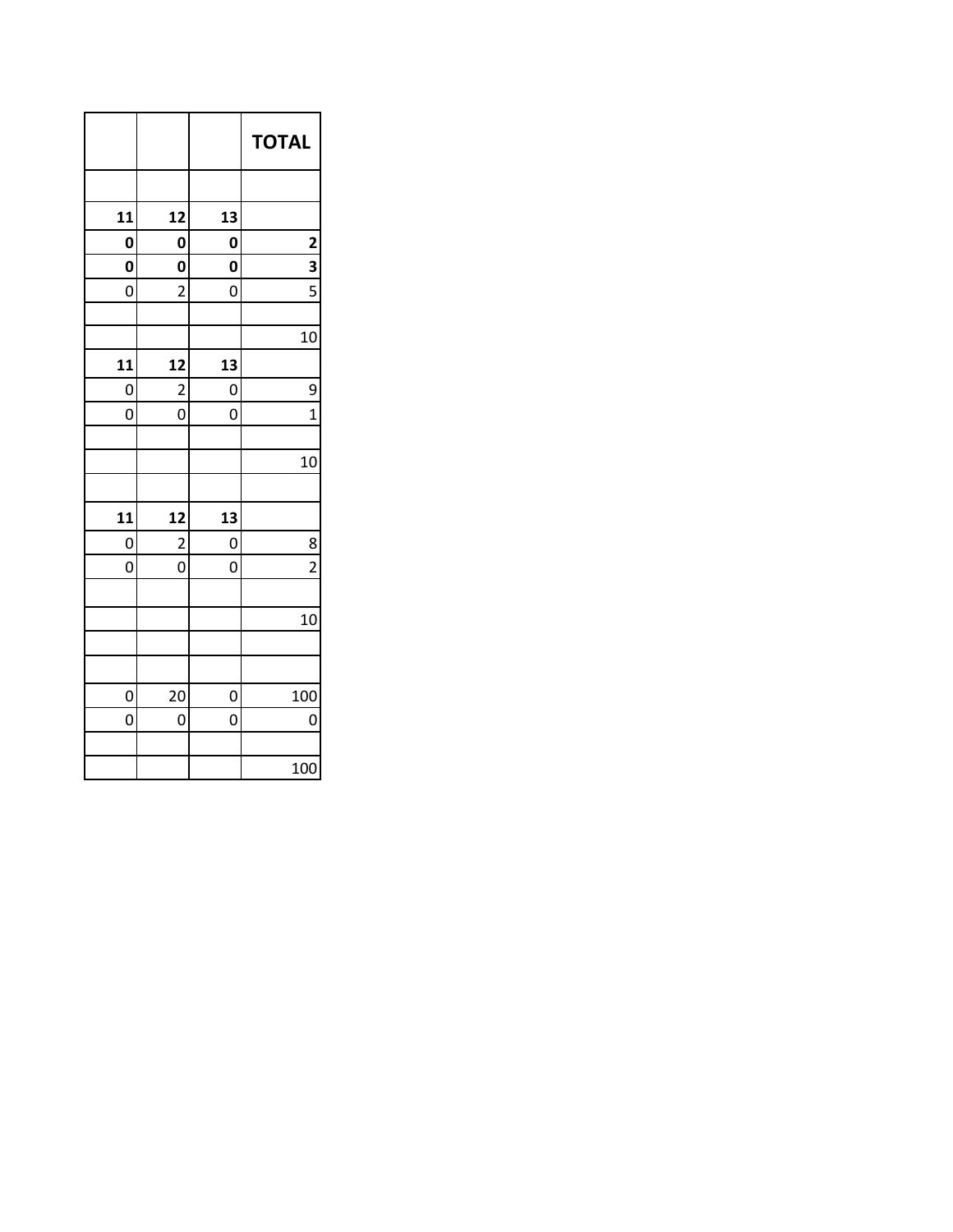| | | | **TOTAL** |
|---|---|---|---|
| | | | |
| **11** | **12** | **13** | |
| **0** | **0** | **0** | **2** |
| **0** | **0** | **0** | **3** |
| 0 | 2 | 0 | 5 |
| | | | |
| | | | 10 |
| **11** | **12** | **13** | |
| 0 | 2 | 0 | 9 |
| 0 | 0 | 0 | 1 |
| | | | |
| | | | 10 |
| | | | |
| **11** | **12** | **13** | |
| 0 | 2 | 0 | 8 |
| 0 | 0 | 0 | 2 |
| | | | |
| | | | 10 |
| | | | |
| | | | |
| 0 | 20 | 0 | 100 |
| 0 | 0 | 0 | 0 |
| | | | |
| | | | 100 |